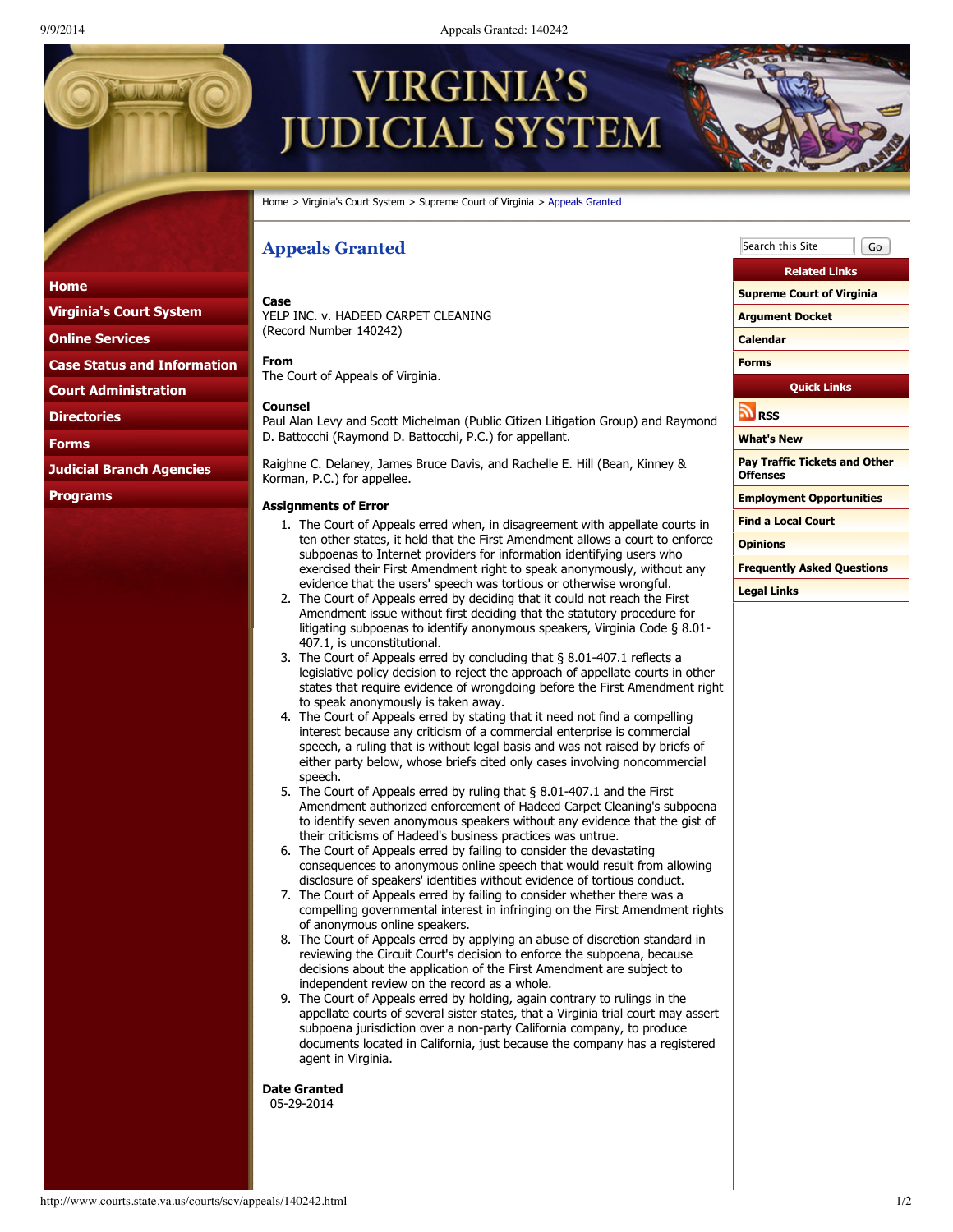# Appeals Granted

**Case**
YELP INC. v. HADEED CARPET CLEANING
(Record Number 140242)

**From**
The Court of Appeals of Virginia.

**Counsel**
Paul Alan Levy and Scott Michelman (Public Citizen Litigation Group) and Raymond D. Battocchi (Raymond D. Battocchi, P.C.) for appellant.

Raighne C. Delaney, James Bruce Davis, and Rachelle E. Hill (Bean, Kinney & Korman, P.C.) for appellee.

**Assignments of Error**

1. The Court of Appeals erred when, in disagreement with appellate courts in ten other states, it held that the First Amendment allows a court to enforce subpoenas to Internet providers for information identifying users who exercised their First Amendment right to speak anonymously, without any evidence that the users' speech was tortious or otherwise wrongful.
2. The Court of Appeals erred by deciding that it could not reach the First Amendment issue without first deciding that the statutory procedure for litigating subpoenas to identify anonymous speakers, Virginia Code § 8.01-407.1, is unconstitutional.
3. The Court of Appeals erred by concluding that § 8.01-407.1 reflects a legislative policy decision to reject the approach of appellate courts in other states that require evidence of wrongdoing before the First Amendment right to speak anonymously is taken away.
4. The Court of Appeals erred by stating that it need not find a compelling interest because any criticism of a commercial enterprise is commercial speech, a ruling that is without legal basis and was not raised by briefs of either party below, whose briefs cited only cases involving noncommercial speech.
5. The Court of Appeals erred by ruling that § 8.01-407.1 and the First Amendment authorized enforcement of Hadeed Carpet Cleaning's subpoena to identify seven anonymous speakers without any evidence that the gist of their criticisms of Hadeed's business practices was untrue.
6. The Court of Appeals erred by failing to consider the devastating consequences to anonymous online speech that would result from allowing disclosure of speakers' identities without evidence of tortious conduct.
7. The Court of Appeals erred by failing to consider whether there was a compelling governmental interest in infringing on the First Amendment rights of anonymous online speakers.
8. The Court of Appeals erred by applying an abuse of discretion standard in reviewing the Circuit Court's decision to enforce the subpoena, because decisions about the application of the First Amendment are subject to independent review on the record as a whole.
9. The Court of Appeals erred by holding, again contrary to rulings in the appellate courts of several sister states, that a Virginia trial court may assert subpoena jurisdiction over a non-party California company, to produce documents located in California, just because the company has a registered agent in Virginia.

**Date Granted**
05-29-2014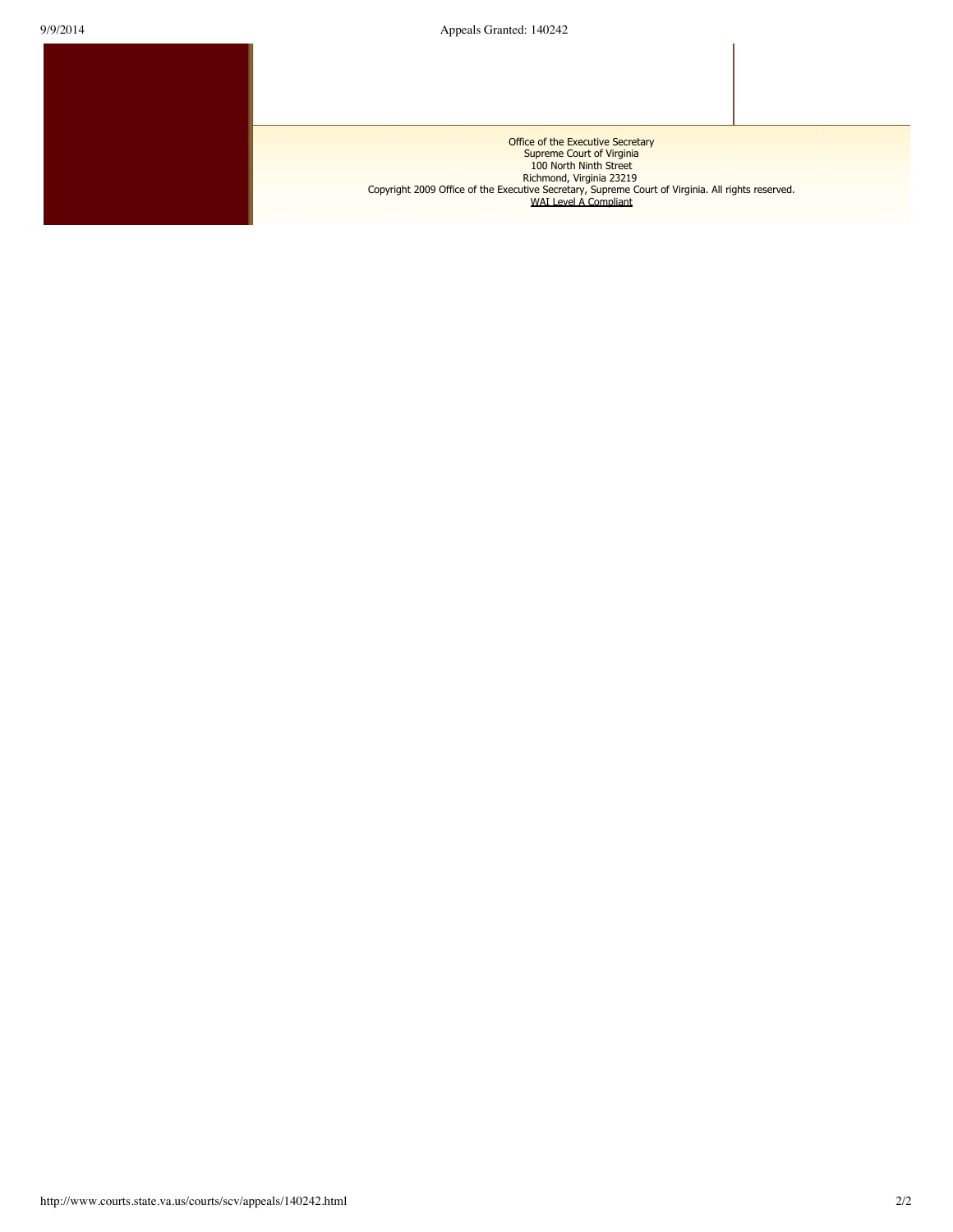Office of the Executive Secretary
Supreme Court of Virginia
100 North Ninth Street
Richmond, Virginia 23219
Copyright 2009 Office of the Executive Secretary, Supreme Court of Virginia. All rights reserved.
WAI Level A Compliant